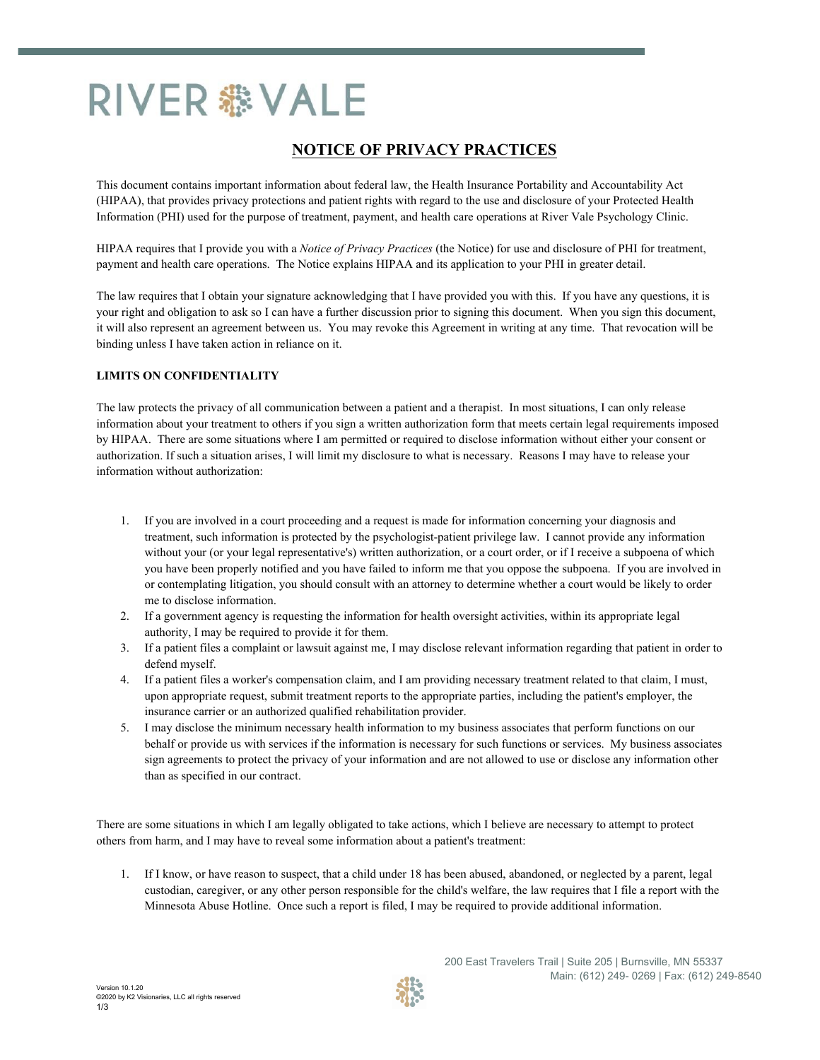# RIVER VALE

## NOTICE OF PRIVACY PRACTICES

This document contains important information about federal law, the Health Insurance Portability and Accountability Act (HIPAA), that provides privacy protections and patient rights with regard to the use and disclosure of your Protected Health Information (PHI) used for the purpose of treatment, payment, and health care operations at River Vale Psychology Clinic.

HIPAA requires that I provide you with a *Notice of Privacy Practices* (the Notice) for use and disclosure of PHI for treatment, payment and health care operations. The Notice explains HIPAA and its application to your PHI in greater detail.

The law requires that I obtain your signature acknowledging that I have provided you with this. If you have any questions, it is your right and obligation to ask so I can have a further discussion prior to signing this document. When you sign this document, it will also represent an agreement between us. You may revoke this Agreement in writing at any time. That revocation will be binding unless I have taken action in reliance on it.

**LIMITS ON CONFIDENTIALITY**

The law protects the privacy of all communication between a patient and a therapist. In most situations, I can only release information about your treatment to others if you sign a written authorization form that meets certain legal requirements imposed by HIPAA. There are some situations where I am permitted or required to disclose information without either your consent or authorization. If such a situation arises, I will limit my disclosure to what is necessary. Reasons I may have to release your information without authorization:

1. If you are involved in a court proceeding and a request is made for information concerning your diagnosis and treatment, such information is protected by the psychologist-patient privilege law. I cannot provide any information without your (or your legal representative's) written authorization, or a court order, or if I receive a subpoena of which you have been properly notified and you have failed to inform me that you oppose the subpoena. If you are involved in or contemplating litigation, you should consult with an attorney to determine whether a court would be likely to order me to disclose information.
2. If a government agency is requesting the information for health oversight activities, within its appropriate legal authority, I may be required to provide it for them.
3. If a patient files a complaint or lawsuit against me, I may disclose relevant information regarding that patient in order to defend myself.
4. If a patient files a worker's compensation claim, and I am providing necessary treatment related to that claim, I must, upon appropriate request, submit treatment reports to the appropriate parties, including the patient's employer, the insurance carrier or an authorized qualified rehabilitation provider.
5. I may disclose the minimum necessary health information to my business associates that perform functions on our behalf or provide us with services if the information is necessary for such functions or services. My business associates sign agreements to protect the privacy of your information and are not allowed to use or disclose any information other than as specified in our contract.

There are some situations in which I am legally obligated to take actions, which I believe are necessary to attempt to protect others from harm, and I may have to reveal some information about a patient's treatment:

1. If I know, or have reason to suspect, that a child under 18 has been abused, abandoned, or neglected by a parent, legal custodian, caregiver, or any other person responsible for the child's welfare, the law requires that I file a report with the Minnesota Abuse Hotline. Once such a report is filed, I may be required to provide additional information.

200 East Travelers Trail | Suite 205 | Burnsville, MN 55337
Main: (612) 249- 0269 | Fax: (612) 249-8540

Version 10.1.20
©2020 by K2 Visionaries, LLC all rights reserved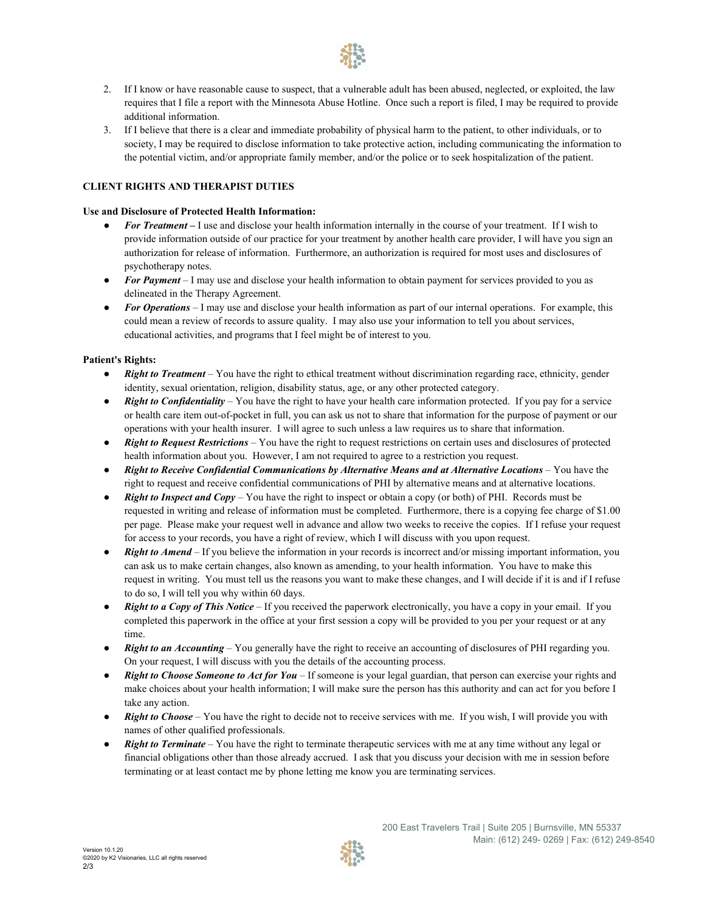2. If I know or have reasonable cause to suspect, that a vulnerable adult has been abused, neglected, or exploited, the law requires that I file a report with the Minnesota Abuse Hotline. Once such a report is filed, I may be required to provide additional information.
3. If I believe that there is a clear and immediate probability of physical harm to the patient, to other individuals, or to society, I may be required to disclose information to take protective action, including communicating the information to the potential victim, and/or appropriate family member, and/or the police or to seek hospitalization of the patient.

**CLIENT RIGHTS AND THERAPIST DUTIES**

**Use and Disclosure of Protected Health Information:**

- ***For Treatment –*** I use and disclose your health information internally in the course of your treatment. If I wish to provide information outside of our practice for your treatment by another health care provider, I will have you sign an authorization for release of information. Furthermore, an authorization is required for most uses and disclosures of psychotherapy notes.
- ***For Payment*** – I may use and disclose your health information to obtain payment for services provided to you as delineated in the Therapy Agreement.
- ***For Operations*** – I may use and disclose your health information as part of our internal operations. For example, this could mean a review of records to assure quality. I may also use your information to tell you about services, educational activities, and programs that I feel might be of interest to you.

**Patient's Rights:**

- ***Right to Treatment*** – You have the right to ethical treatment without discrimination regarding race, ethnicity, gender identity, sexual orientation, religion, disability status, age, or any other protected category.
- ***Right to Confidentiality*** – You have the right to have your health care information protected. If you pay for a service or health care item out-of-pocket in full, you can ask us not to share that information for the purpose of payment or our operations with your health insurer. I will agree to such unless a law requires us to share that information.
- ***Right to Request Restrictions*** – You have the right to request restrictions on certain uses and disclosures of protected health information about you. However, I am not required to agree to a restriction you request.
- ***Right to Receive Confidential Communications by Alternative Means and at Alternative Locations*** – You have the right to request and receive confidential communications of PHI by alternative means and at alternative locations.
- ***Right to Inspect and Copy*** – You have the right to inspect or obtain a copy (or both) of PHI. Records must be requested in writing and release of information must be completed. Furthermore, there is a copying fee charge of $1.00 per page. Please make your request well in advance and allow two weeks to receive the copies. If I refuse your request for access to your records, you have a right of review, which I will discuss with you upon request.
- ***Right to Amend*** – If you believe the information in your records is incorrect and/or missing important information, you can ask us to make certain changes, also known as amending, to your health information. You have to make this request in writing. You must tell us the reasons you want to make these changes, and I will decide if it is and if I refuse to do so, I will tell you why within 60 days.
- ***Right to a Copy of This Notice*** – If you received the paperwork electronically, you have a copy in your email. If you completed this paperwork in the office at your first session a copy will be provided to you per your request or at any time.
- ***Right to an Accounting*** – You generally have the right to receive an accounting of disclosures of PHI regarding you. On your request, I will discuss with you the details of the accounting process.
- ***Right to Choose Someone to Act for You*** – If someone is your legal guardian, that person can exercise your rights and make choices about your health information; I will make sure the person has this authority and can act for you before I take any action.
- ***Right to Choose*** – You have the right to decide not to receive services with me. If you wish, I will provide you with names of other qualified professionals.
- ***Right to Terminate*** – You have the right to terminate therapeutic services with me at any time without any legal or financial obligations other than those already accrued. I ask that you discuss your decision with me in session before terminating or at least contact me by phone letting me know you are terminating services.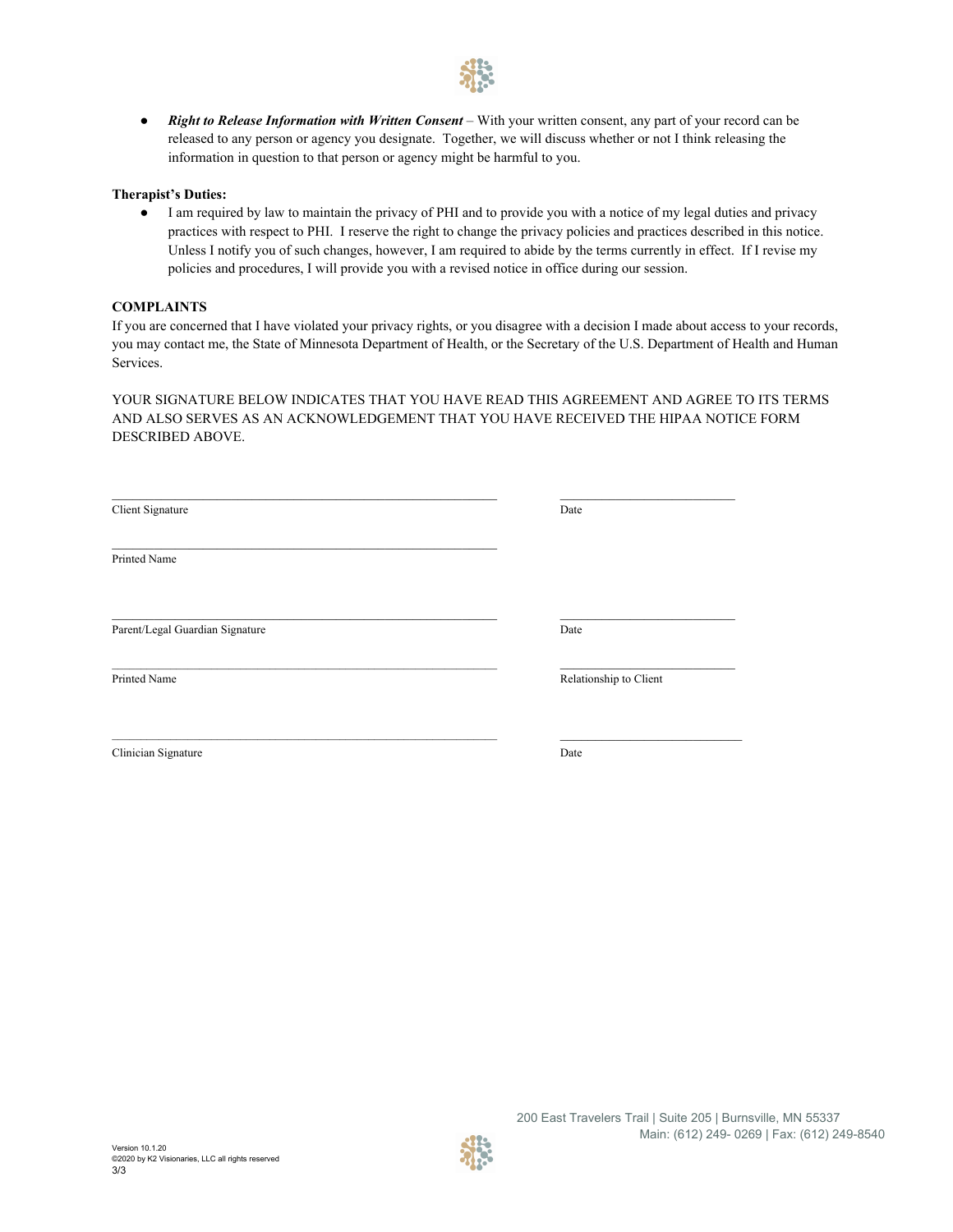- ***Right to Release Information with Written Consent*** – With your written consent, any part of your record can be released to any person or agency you designate. Together, we will discuss whether or not I think releasing the information in question to that person or agency might be harmful to you.

**Therapist's Duties:**

- I am required by law to maintain the privacy of PHI and to provide you with a notice of my legal duties and privacy practices with respect to PHI. I reserve the right to change the privacy policies and practices described in this notice. Unless I notify you of such changes, however, I am required to abide by the terms currently in effect. If I revise my policies and procedures, I will provide you with a revised notice in office during our session.

**COMPLAINTS**

If you are concerned that I have violated your privacy rights, or you disagree with a decision I made about access to your records, you may contact me, the State of Minnesota Department of Health, or the Secretary of the U.S. Department of Health and Human Services.

YOUR SIGNATURE BELOW INDICATES THAT YOU HAVE READ THIS AGREEMENT AND AGREE TO ITS TERMS AND ALSO SERVES AS AN ACKNOWLEDGEMENT THAT YOU HAVE RECEIVED THE HIPAA NOTICE FORM DESCRIBED ABOVE.

______________________________________________ ____________________

Client Signature Date

______________________________________________

Printed Name

______________________________________________ ____________________

Parent/Legal Guardian Signature Date

______________________________________________ ____________________

Printed Name Relationship to Client

______________________________________________ ____________________

Clinician Signature Date

200 East Travelers Trail | Suite 205 | Burnsville, MN 55337
Main: (612) 249- 0269 | Fax: (612) 249-8540

Version 10.1.20
©2020 by K2 Visionaries, LLC all rights reserved